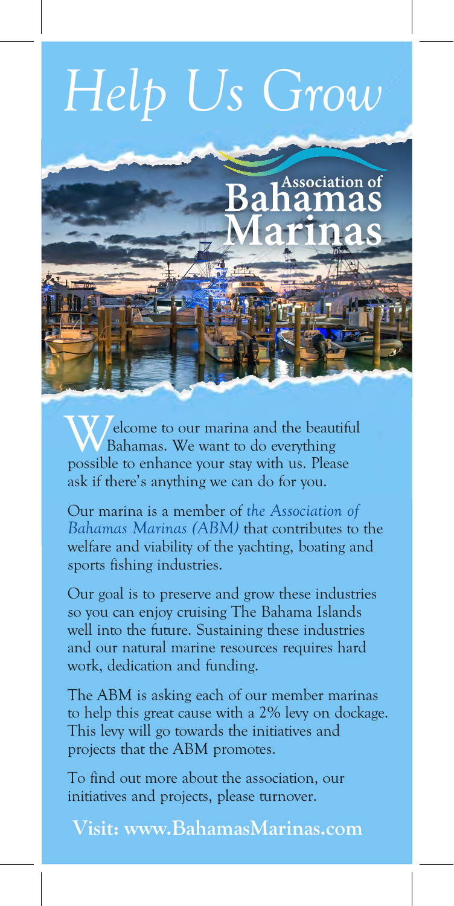# Help Us Grow

Association of Bahamas Marinas

Welcome to our marina and the beautiful Bahamas. We want to do everything possible to enhance your stay with us. Please ask if there's anything we can do for you.

Our marina is a member of *the Association of Bahamas Marinas (ABM)* that contributes to the welfare and viability of the yachting, boating and sports fishing industries.

Our goal is to preserve and grow these industries so you can enjoy cruising The Bahama Islands well into the future. Sustaining these industries and our natural marine resources requires hard work, dedication and funding.

The ABM is asking each of our member marinas to help this great cause with a 2% levy on dockage. This levy will go towards the initiatives and projects that the ABM promotes.

To find out more about the association, our initiatives and projects, please turnover.

**Visit: www.BahamasMarinas.com**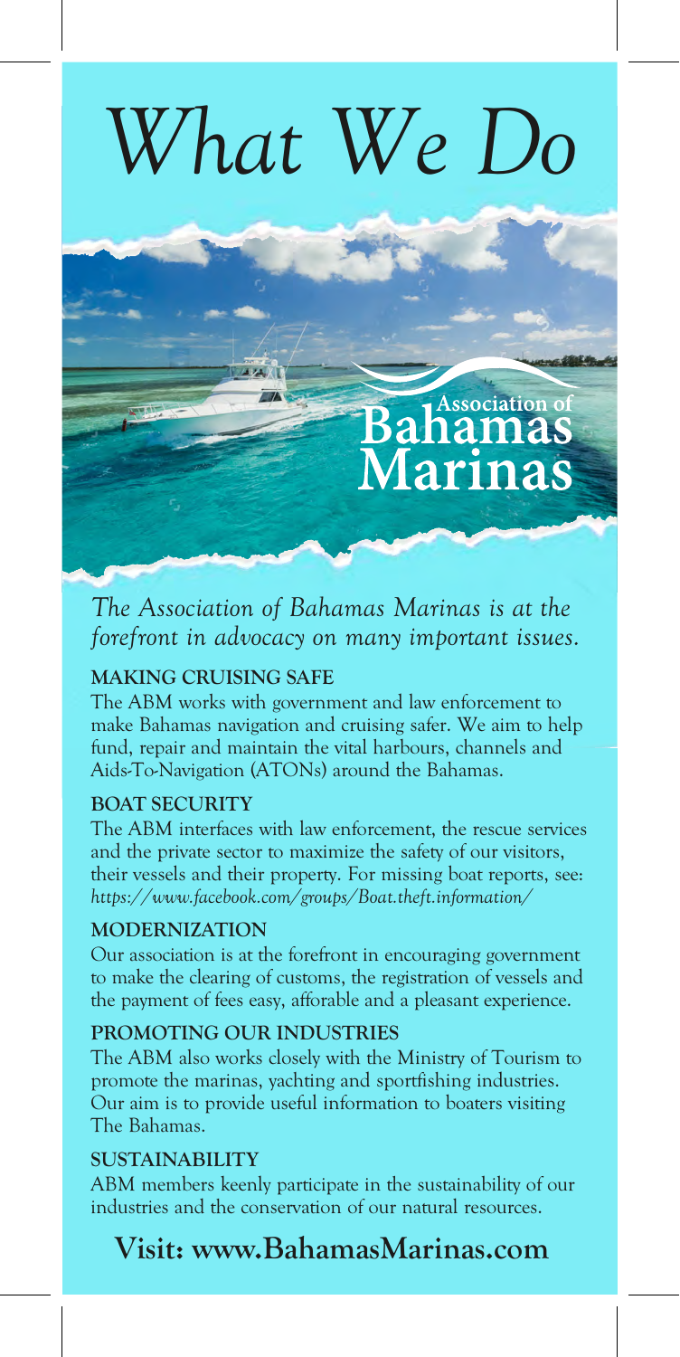# What We Do

Association of Bahamas Marinas

*The Association of Bahamas Marinas is at the forefront in advocacy on many important issues.*

**MAKING CRUISING SAFE**

The ABM works with government and law enforcement to make Bahamas navigation and cruising safer. We aim to help fund, repair and maintain the vital harbours, channels and Aids-To-Navigation (ATONs) around the Bahamas.

**BOAT SECURITY**

The ABM interfaces with law enforcement, the rescue services and the private sector to maximize the safety of our visitors, their vessels and their property. For missing boat reports, see: *https://www.facebook.com/groups/Boat.theft.information/*

**MODERNIZATION**

Our association is at the forefront in encouraging government to make the clearing of customs, the registration of vessels and the payment of fees easy, afforable and a pleasant experience.

**PROMOTING OUR INDUSTRIES**

The ABM also works closely with the Ministry of Tourism to promote the marinas, yachting and sportfishing industries. Our aim is to provide useful information to boaters visiting The Bahamas.

**SUSTAINABILITY**

ABM members keenly participate in the sustainability of our industries and the conservation of our natural resources.

**Visit: www.BahamasMarinas.com**